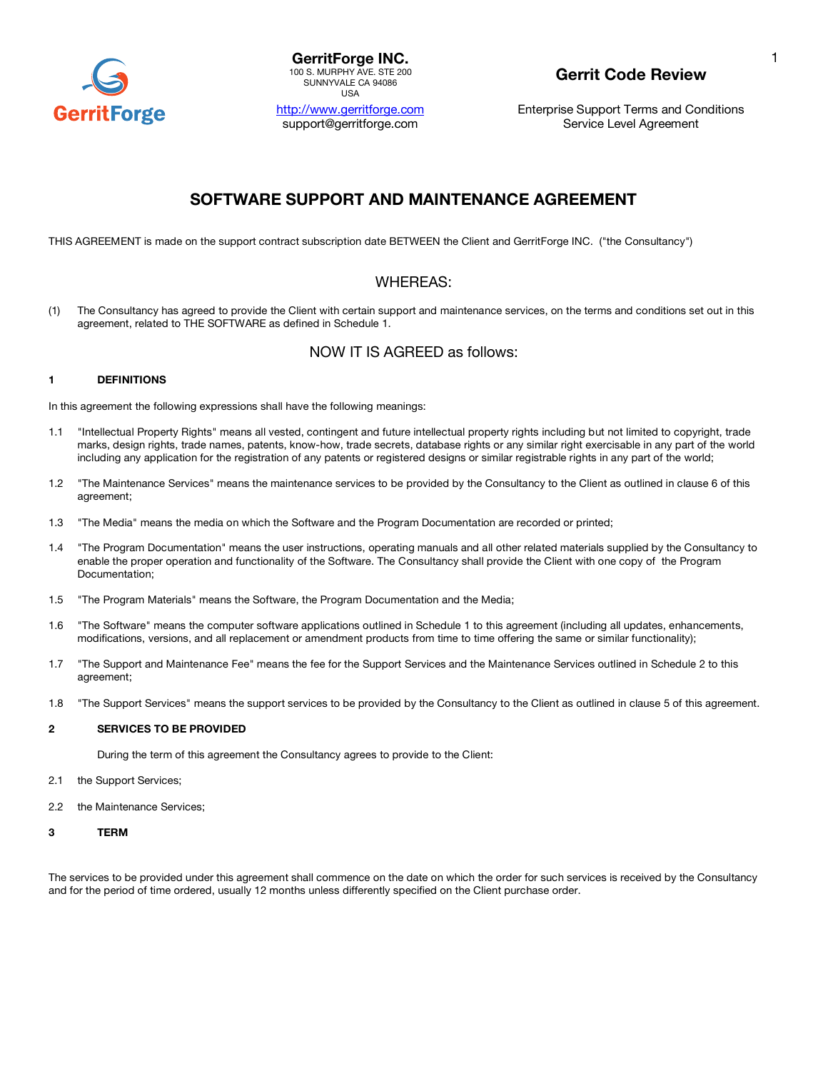**GerritForge INC.**
100 S. MURPHY AVE. STE 200
SUNNYVALE CA 94086
USA

http://www.gerritforge.com
support@gerritforge.com

**Gerrit Code Review**

Enterprise Support Terms and Conditions
Service Level Agreement

# SOFTWARE SUPPORT AND MAINTENANCE AGREEMENT

THIS AGREEMENT is made on the support contract subscription date BETWEEN the Client and GerritForge INC. ("the Consultancy")

## WHEREAS:

(1) The Consultancy has agreed to provide the Client with certain support and maintenance services, on the terms and conditions set out in this agreement, related to THE SOFTWARE as defined in Schedule 1.

## NOW IT IS AGREED as follows:

### 1 DEFINITIONS

In this agreement the following expressions shall have the following meanings:

1.1 "Intellectual Property Rights" means all vested, contingent and future intellectual property rights including but not limited to copyright, trade marks, design rights, trade names, patents, know-how, trade secrets, database rights or any similar right exercisable in any part of the world including any application for the registration of any patents or registered designs or similar registrable rights in any part of the world;

1.2 "The Maintenance Services" means the maintenance services to be provided by the Consultancy to the Client as outlined in clause 6 of this agreement;

1.3 "The Media" means the media on which the Software and the Program Documentation are recorded or printed;

1.4 "The Program Documentation" means the user instructions, operating manuals and all other related materials supplied by the Consultancy to enable the proper operation and functionality of the Software. The Consultancy shall provide the Client with one copy of the Program Documentation;

1.5 "The Program Materials" means the Software, the Program Documentation and the Media;

1.6 "The Software" means the computer software applications outlined in Schedule 1 to this agreement (including all updates, enhancements, modifications, versions, and all replacement or amendment products from time to time offering the same or similar functionality);

1.7 "The Support and Maintenance Fee" means the fee for the Support Services and the Maintenance Services outlined in Schedule 2 to this agreement;

1.8 "The Support Services" means the support services to be provided by the Consultancy to the Client as outlined in clause 5 of this agreement.

### 2 SERVICES TO BE PROVIDED

During the term of this agreement the Consultancy agrees to provide to the Client:

2.1 the Support Services;

2.2 the Maintenance Services;

### 3 TERM

The services to be provided under this agreement shall commence on the date on which the order for such services is received by the Consultancy and for the period of time ordered, usually 12 months unless differently specified on the Client purchase order.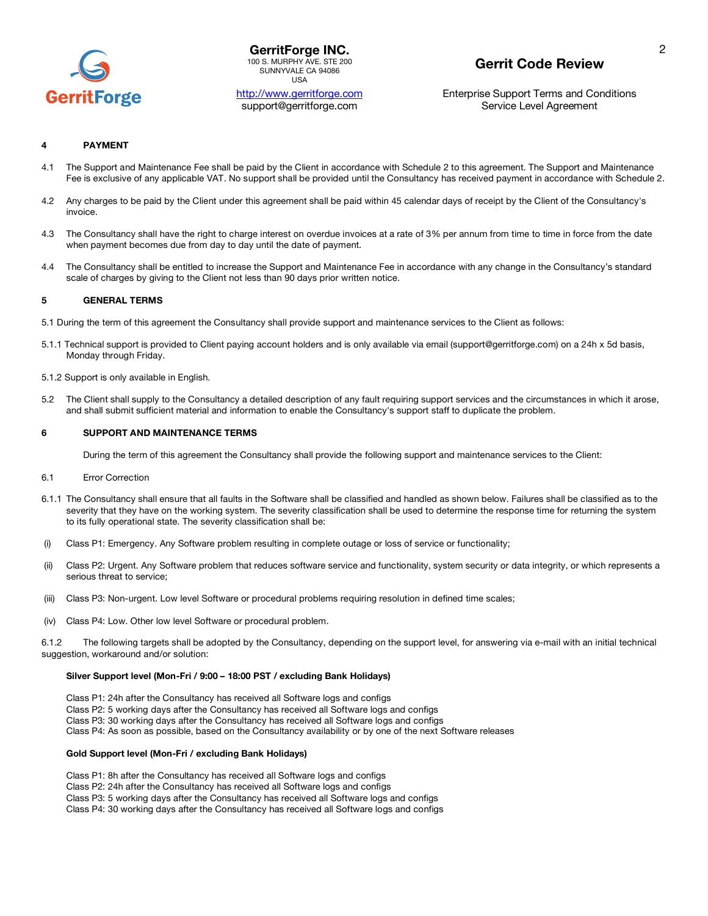## 4 PAYMENT

4.1 The Support and Maintenance Fee shall be paid by the Client in accordance with Schedule 2 to this agreement. The Support and Maintenance Fee is exclusive of any applicable VAT. No support shall be provided until the Consultancy has received payment in accordance with Schedule 2.

4.2 Any charges to be paid by the Client under this agreement shall be paid within 45 calendar days of receipt by the Client of the Consultancy's invoice.

4.3 The Consultancy shall have the right to charge interest on overdue invoices at a rate of 3% per annum from time to time in force from the date when payment becomes due from day to day until the date of payment.

4.4 The Consultancy shall be entitled to increase the Support and Maintenance Fee in accordance with any change in the Consultancy's standard scale of charges by giving to the Client not less than 90 days prior written notice.

## 5 GENERAL TERMS

5.1 During the term of this agreement the Consultancy shall provide support and maintenance services to the Client as follows:

5.1.1 Technical support is provided to Client paying account holders and is only available via email (support@gerritforge.com) on a 24h x 5d basis, Monday through Friday.

5.1.2 Support is only available in English.

5.2 The Client shall supply to the Consultancy a detailed description of any fault requiring support services and the circumstances in which it arose, and shall submit sufficient material and information to enable the Consultancy's support staff to duplicate the problem.

## 6 SUPPORT AND MAINTENANCE TERMS

During the term of this agreement the Consultancy shall provide the following support and maintenance services to the Client:

6.1 Error Correction

6.1.1 The Consultancy shall ensure that all faults in the Software shall be classified and handled as shown below. Failures shall be classified as to the severity that they have on the working system. The severity classification shall be used to determine the response time for returning the system to its fully operational state. The severity classification shall be:

(i) Class P1: Emergency. Any Software problem resulting in complete outage or loss of service or functionality;

(ii) Class P2: Urgent. Any Software problem that reduces software service and functionality, system security or data integrity, or which represents a serious threat to service;

(iii) Class P3: Non-urgent. Low level Software or procedural problems requiring resolution in defined time scales;

(iv) Class P4: Low. Other low level Software or procedural problem.

6.1.2 The following targets shall be adopted by the Consultancy, depending on the support level, for answering via e-mail with an initial technical suggestion, workaround and/or solution:

**Silver Support level (Mon-Fri / 9:00 – 18:00 PST / excluding Bank Holidays)**

Class P1: 24h after the Consultancy has received all Software logs and configs
Class P2: 5 working days after the Consultancy has received all Software logs and configs
Class P3: 30 working days after the Consultancy has received all Software logs and configs
Class P4: As soon as possible, based on the Consultancy availability or by one of the next Software releases

**Gold Support level (Mon-Fri / excluding Bank Holidays)**

Class P1: 8h after the Consultancy has received all Software logs and configs
Class P2: 24h after the Consultancy has received all Software logs and configs
Class P3: 5 working days after the Consultancy has received all Software logs and configs
Class P4: 30 working days after the Consultancy has received all Software logs and configs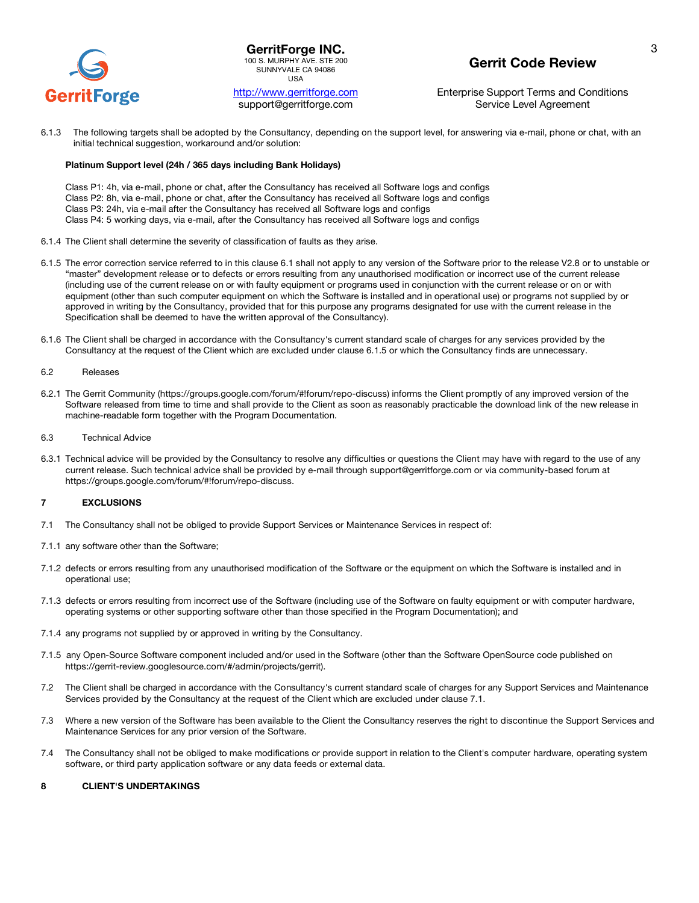6.1.3 The following targets shall be adopted by the Consultancy, depending on the support level, for answering via e-mail, phone or chat, with an initial technical suggestion, workaround and/or solution:

**Platinum Support level (24h / 365 days including Bank Holidays)**

Class P1: 4h, via e-mail, phone or chat, after the Consultancy has received all Software logs and configs
Class P2: 8h, via e-mail, phone or chat, after the Consultancy has received all Software logs and configs
Class P3: 24h, via e-mail after the Consultancy has received all Software logs and configs
Class P4: 5 working days, via e-mail, after the Consultancy has received all Software logs and configs

6.1.4 The Client shall determine the severity of classification of faults as they arise.

6.1.5 The error correction service referred to in this clause 6.1 shall not apply to any version of the Software prior to the release V2.8 or to unstable or "master" development release or to defects or errors resulting from any unauthorised modification or incorrect use of the current release (including use of the current release on or with faulty equipment or programs used in conjunction with the current release or on or with equipment (other than such computer equipment on which the Software is installed and in operational use) or programs not supplied by or approved in writing by the Consultancy, provided that for this purpose any programs designated for use with the current release in the Specification shall be deemed to have the written approval of the Consultancy).

6.1.6 The Client shall be charged in accordance with the Consultancy's current standard scale of charges for any services provided by the Consultancy at the request of the Client which are excluded under clause 6.1.5 or which the Consultancy finds are unnecessary.

6.2 Releases

6.2.1 The Gerrit Community (https://groups.google.com/forum/#!forum/repo-discuss) informs the Client promptly of any improved version of the Software released from time to time and shall provide to the Client as soon as reasonably practicable the download link of the new release in machine-readable form together with the Program Documentation.

6.3 Technical Advice

6.3.1 Technical advice will be provided by the Consultancy to resolve any difficulties or questions the Client may have with regard to the use of any current release. Such technical advice shall be provided by e-mail through support@gerritforge.com or via community-based forum at https://groups.google.com/forum/#!forum/repo-discuss.

## 7 EXCLUSIONS

7.1 The Consultancy shall not be obliged to provide Support Services or Maintenance Services in respect of:

7.1.1 any software other than the Software;

7.1.2 defects or errors resulting from any unauthorised modification of the Software or the equipment on which the Software is installed and in operational use;

7.1.3 defects or errors resulting from incorrect use of the Software (including use of the Software on faulty equipment or with computer hardware, operating systems or other supporting software other than those specified in the Program Documentation); and

7.1.4 any programs not supplied by or approved in writing by the Consultancy.

7.1.5 any Open-Source Software component included and/or used in the Software (other than the Software OpenSource code published on https://gerrit-review.googlesource.com/#/admin/projects/gerrit).

7.2 The Client shall be charged in accordance with the Consultancy's current standard scale of charges for any Support Services and Maintenance Services provided by the Consultancy at the request of the Client which are excluded under clause 7.1.

7.3 Where a new version of the Software has been available to the Client the Consultancy reserves the right to discontinue the Support Services and Maintenance Services for any prior version of the Software.

7.4 The Consultancy shall not be obliged to make modifications or provide support in relation to the Client's computer hardware, operating system software, or third party application software or any data feeds or external data.

## 8 CLIENT'S UNDERTAKINGS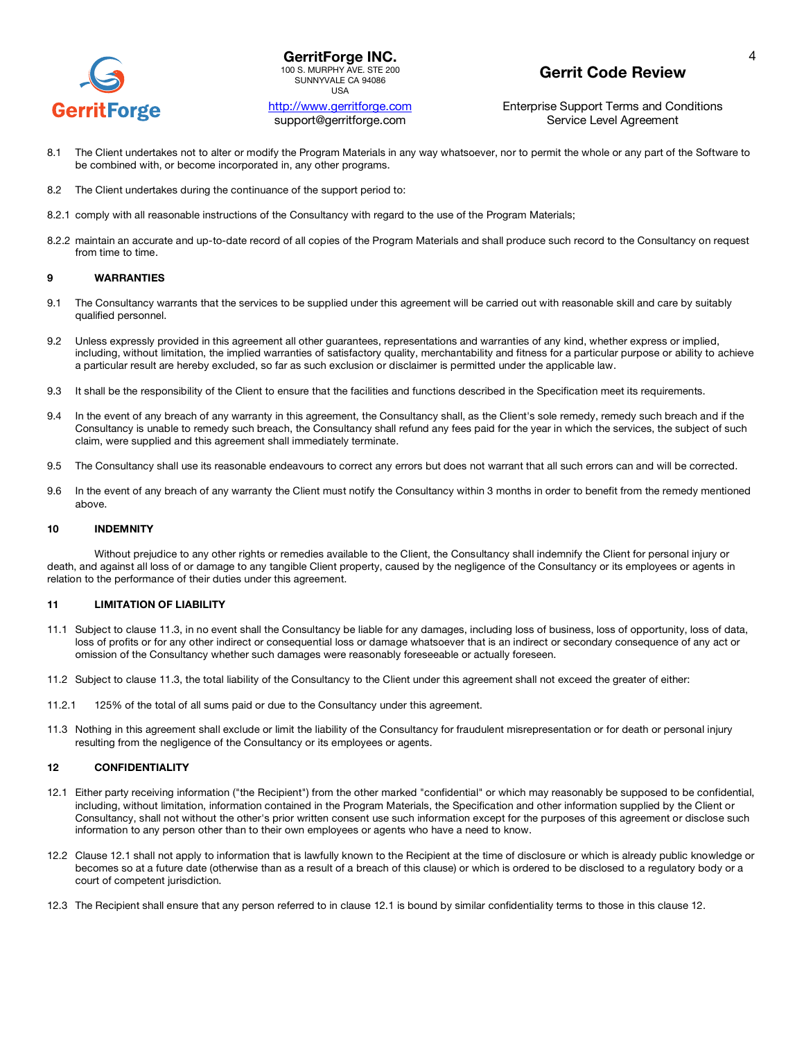8.1 The Client undertakes not to alter or modify the Program Materials in any way whatsoever, nor to permit the whole or any part of the Software to be combined with, or become incorporated in, any other programs.

8.2 The Client undertakes during the continuance of the support period to:

8.2.1 comply with all reasonable instructions of the Consultancy with regard to the use of the Program Materials;

8.2.2 maintain an accurate and up-to-date record of all copies of the Program Materials and shall produce such record to the Consultancy on request from time to time.

## 9 WARRANTIES

9.1 The Consultancy warrants that the services to be supplied under this agreement will be carried out with reasonable skill and care by suitably qualified personnel.

9.2 Unless expressly provided in this agreement all other guarantees, representations and warranties of any kind, whether express or implied, including, without limitation, the implied warranties of satisfactory quality, merchantability and fitness for a particular purpose or ability to achieve a particular result are hereby excluded, so far as such exclusion or disclaimer is permitted under the applicable law.

9.3 It shall be the responsibility of the Client to ensure that the facilities and functions described in the Specification meet its requirements.

9.4 In the event of any breach of any warranty in this agreement, the Consultancy shall, as the Client's sole remedy, remedy such breach and if the Consultancy is unable to remedy such breach, the Consultancy shall refund any fees paid for the year in which the services, the subject of such claim, were supplied and this agreement shall immediately terminate.

9.5 The Consultancy shall use its reasonable endeavours to correct any errors but does not warrant that all such errors can and will be corrected.

9.6 In the event of any breach of any warranty the Client must notify the Consultancy within 3 months in order to benefit from the remedy mentioned above.

## 10 INDEMNITY

Without prejudice to any other rights or remedies available to the Client, the Consultancy shall indemnify the Client for personal injury or death, and against all loss of or damage to any tangible Client property, caused by the negligence of the Consultancy or its employees or agents in relation to the performance of their duties under this agreement.

## 11 LIMITATION OF LIABILITY

11.1 Subject to clause 11.3, in no event shall the Consultancy be liable for any damages, including loss of business, loss of opportunity, loss of data, loss of profits or for any other indirect or consequential loss or damage whatsoever that is an indirect or secondary consequence of any act or omission of the Consultancy whether such damages were reasonably foreseeable or actually foreseen.

11.2 Subject to clause 11.3, the total liability of the Consultancy to the Client under this agreement shall not exceed the greater of either:

11.2.1 125% of the total of all sums paid or due to the Consultancy under this agreement.

11.3 Nothing in this agreement shall exclude or limit the liability of the Consultancy for fraudulent misrepresentation or for death or personal injury resulting from the negligence of the Consultancy or its employees or agents.

## 12 CONFIDENTIALITY

12.1 Either party receiving information ("the Recipient") from the other marked "confidential" or which may reasonably be supposed to be confidential, including, without limitation, information contained in the Program Materials, the Specification and other information supplied by the Client or Consultancy, shall not without the other's prior written consent use such information except for the purposes of this agreement or disclose such information to any person other than to their own employees or agents who have a need to know.

12.2 Clause 12.1 shall not apply to information that is lawfully known to the Recipient at the time of disclosure or which is already public knowledge or becomes so at a future date (otherwise than as a result of a breach of this clause) or which is ordered to be disclosed to a regulatory body or a court of competent jurisdiction.

12.3 The Recipient shall ensure that any person referred to in clause 12.1 is bound by similar confidentiality terms to those in this clause 12.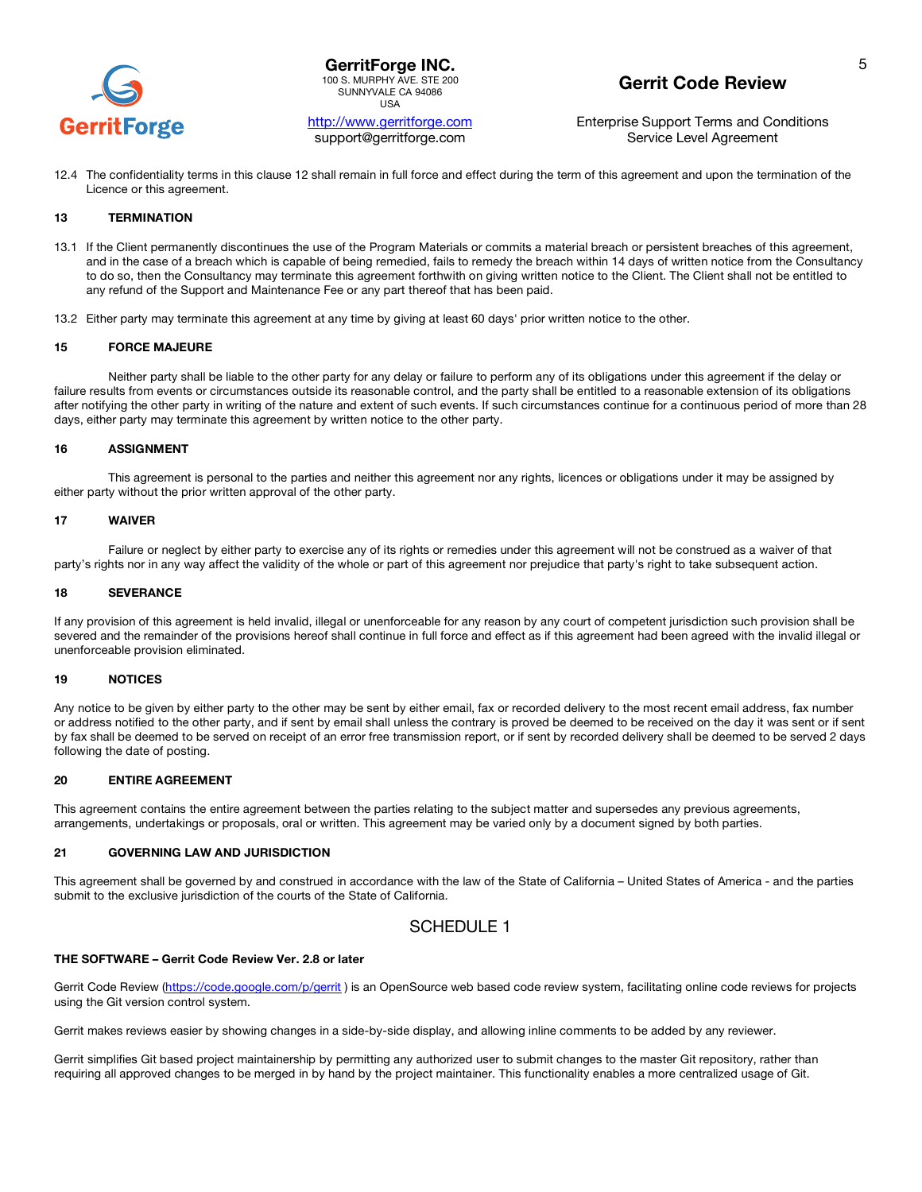12.4 The confidentiality terms in this clause 12 shall remain in full force and effect during the term of this agreement and upon the termination of the Licence or this agreement.

## 13 TERMINATION

13.1 If the Client permanently discontinues the use of the Program Materials or commits a material breach or persistent breaches of this agreement, and in the case of a breach which is capable of being remedied, fails to remedy the breach within 14 days of written notice from the Consultancy to do so, then the Consultancy may terminate this agreement forthwith on giving written notice to the Client. The Client shall not be entitled to any refund of the Support and Maintenance Fee or any part thereof that has been paid.

13.2 Either party may terminate this agreement at any time by giving at least 60 days' prior written notice to the other.

## 15 FORCE MAJEURE

Neither party shall be liable to the other party for any delay or failure to perform any of its obligations under this agreement if the delay or failure results from events or circumstances outside its reasonable control, and the party shall be entitled to a reasonable extension of its obligations after notifying the other party in writing of the nature and extent of such events. If such circumstances continue for a continuous period of more than 28 days, either party may terminate this agreement by written notice to the other party.

## 16 ASSIGNMENT

This agreement is personal to the parties and neither this agreement nor any rights, licences or obligations under it may be assigned by either party without the prior written approval of the other party.

## 17 WAIVER

Failure or neglect by either party to exercise any of its rights or remedies under this agreement will not be construed as a waiver of that party's rights nor in any way affect the validity of the whole or part of this agreement nor prejudice that party's right to take subsequent action.

## 18 SEVERANCE

If any provision of this agreement is held invalid, illegal or unenforceable for any reason by any court of competent jurisdiction such provision shall be severed and the remainder of the provisions hereof shall continue in full force and effect as if this agreement had been agreed with the invalid illegal or unenforceable provision eliminated.

## 19 NOTICES

Any notice to be given by either party to the other may be sent by either email, fax or recorded delivery to the most recent email address, fax number or address notified to the other party, and if sent by email shall unless the contrary is proved be deemed to be received on the day it was sent or if sent by fax shall be deemed to be served on receipt of an error free transmission report, or if sent by recorded delivery shall be deemed to be served 2 days following the date of posting.

## 20 ENTIRE AGREEMENT

This agreement contains the entire agreement between the parties relating to the subject matter and supersedes any previous agreements, arrangements, undertakings or proposals, oral or written. This agreement may be varied only by a document signed by both parties.

## 21 GOVERNING LAW AND JURISDICTION

This agreement shall be governed by and construed in accordance with the law of the State of California – United States of America - and the parties submit to the exclusive jurisdiction of the courts of the State of California.

# SCHEDULE 1

**THE SOFTWARE – Gerrit Code Review Ver. 2.8 or later**

Gerrit Code Review (https://code.google.com/p/gerrit ) is an OpenSource web based code review system, facilitating online code reviews for projects using the Git version control system.

Gerrit makes reviews easier by showing changes in a side-by-side display, and allowing inline comments to be added by any reviewer.

Gerrit simplifies Git based project maintainership by permitting any authorized user to submit changes to the master Git repository, rather than requiring all approved changes to be merged in by hand by the project maintainer. This functionality enables a more centralized usage of Git.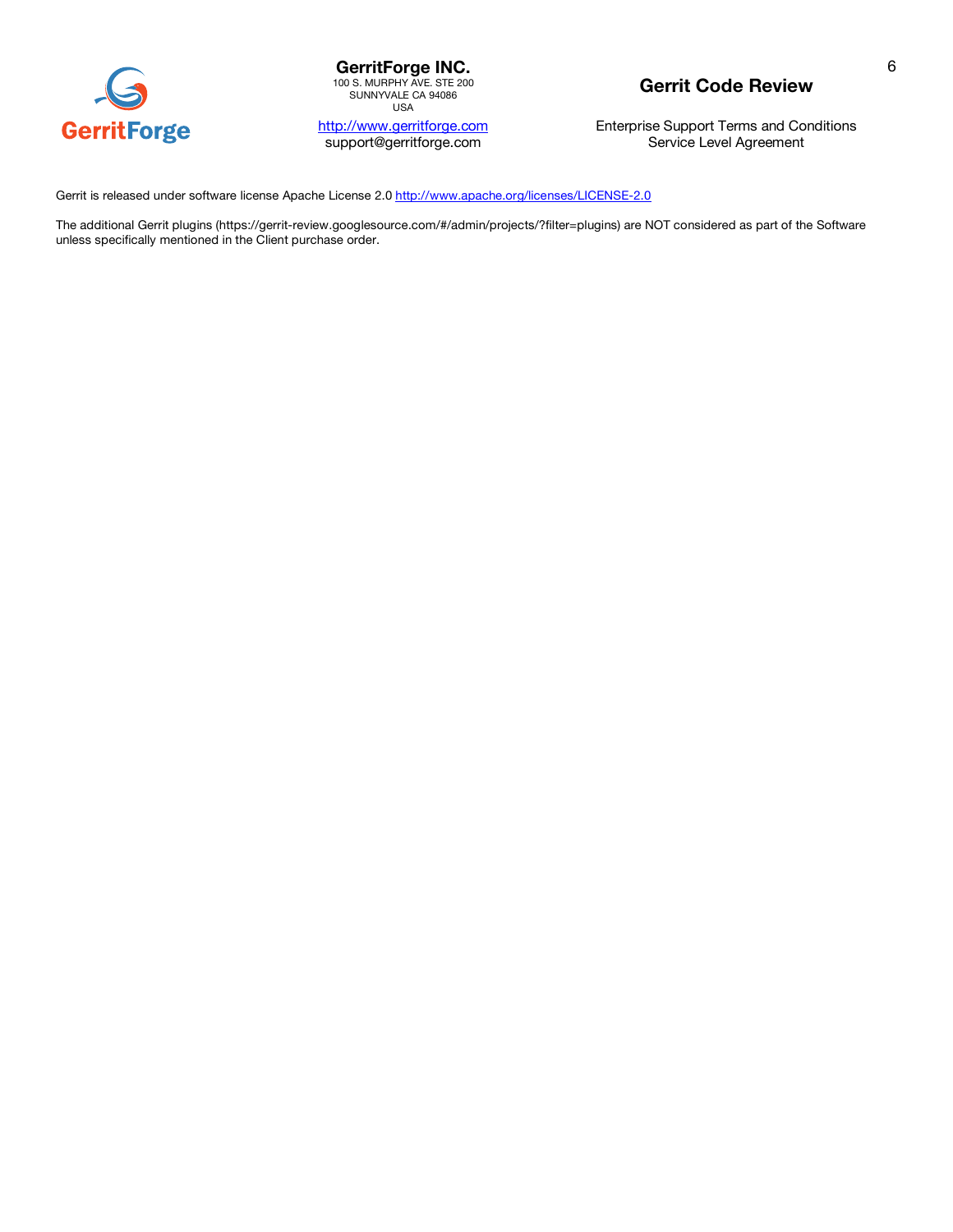Gerrit is released under software license Apache License 2.0 [http://www.apache.org/licenses/LICENSE-2.0](http://www.apache.org/licenses/LICENSE-2.0)

The additional Gerrit plugins (https://gerrit-review.googlesource.com/#/admin/projects/?filter=plugins) are NOT considered as part of the Software unless specifically mentioned in the Client purchase order.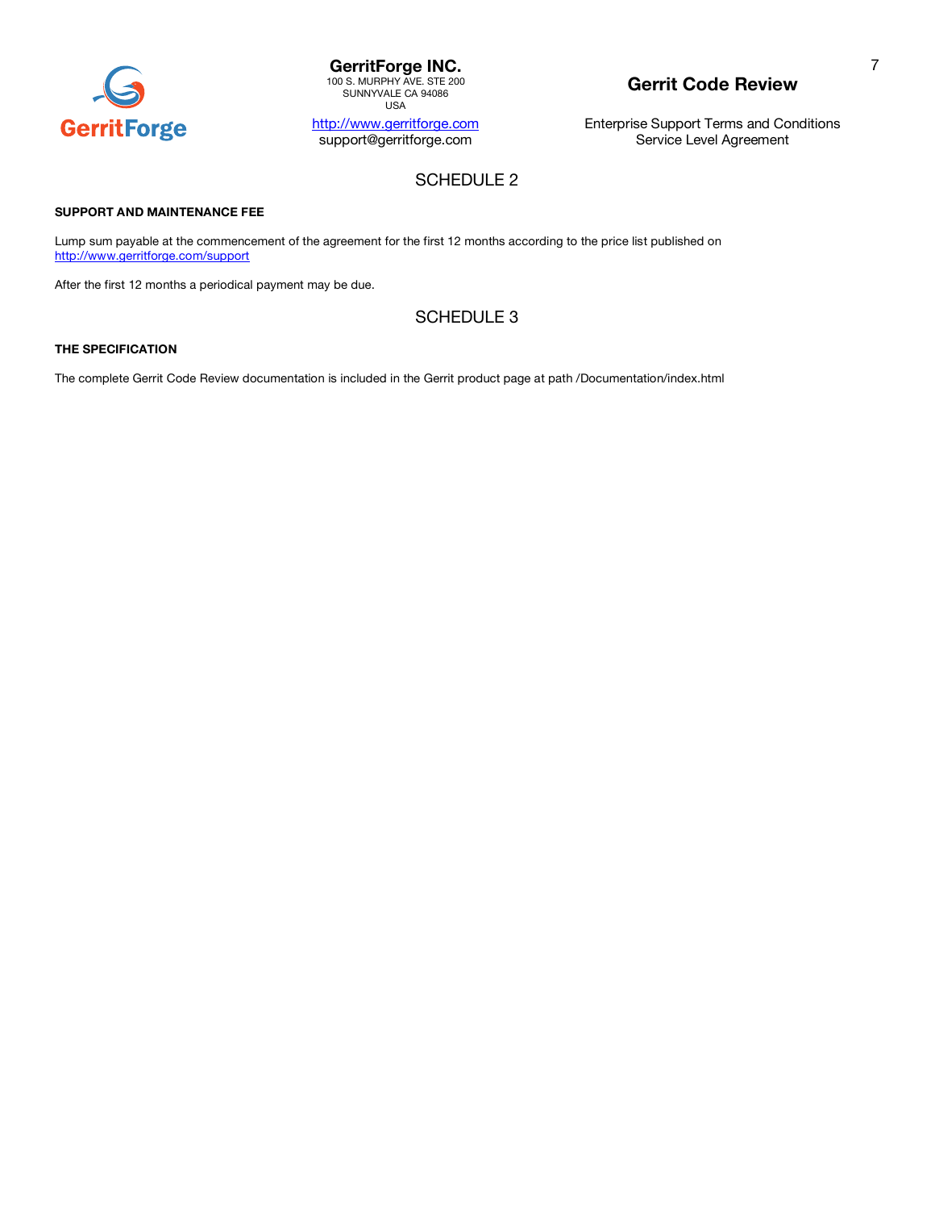# SCHEDULE 2

**SUPPORT AND MAINTENANCE FEE**

Lump sum payable at the commencement of the agreement for the first 12 months according to the price list published on http://www.gerritforge.com/support

After the first 12 months a periodical payment may be due.

# SCHEDULE 3

**THE SPECIFICATION**

The complete Gerrit Code Review documentation is included in the Gerrit product page at path /Documentation/index.html